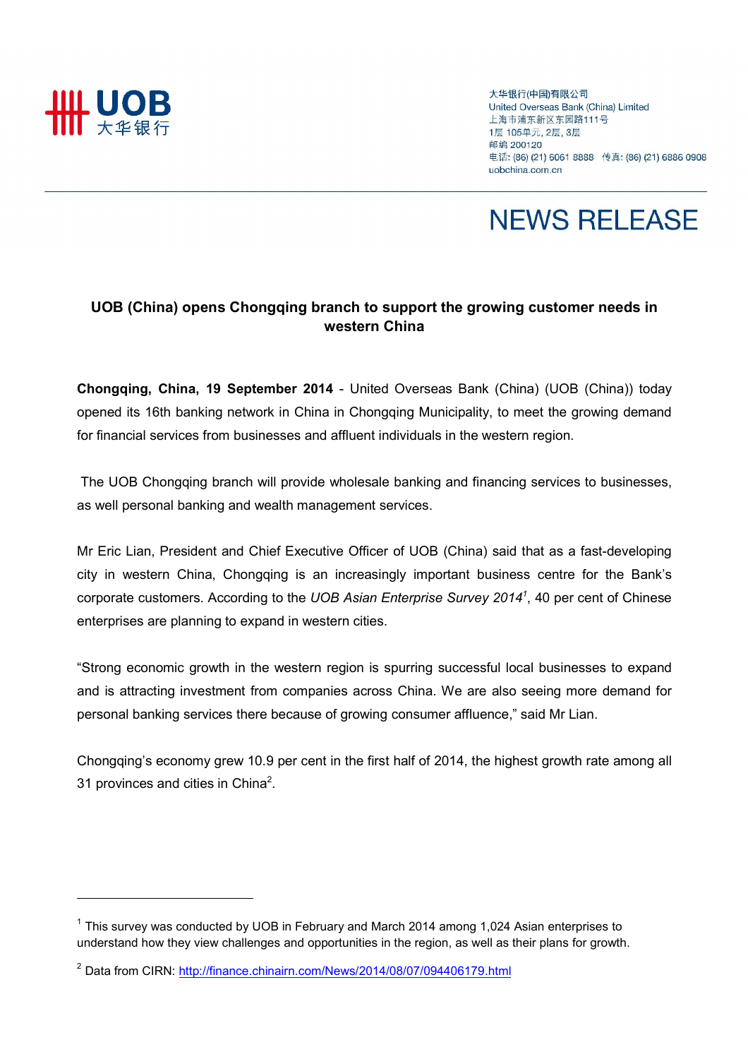大华银行(中国)有限公司
United Overseas Bank (China) Limited
上海市浦东新区东园路111号
1层 105单元, 2层, 3层
邮编 200120
电话: (86) (21) 6061 8888　传真: (86) (21) 6886 0908
uobchina.com.cn

# NEWS RELEASE

## UOB (China) opens Chongqing branch to support the growing customer needs in western China

**Chongqing, China, 19 September 2014** - United Overseas Bank (China) (UOB (China)) today opened its 16th banking network in China in Chongqing Municipality, to meet the growing demand for financial services from businesses and affluent individuals in the western region.

The UOB Chongqing branch will provide wholesale banking and financing services to businesses, as well personal banking and wealth management services.

Mr Eric Lian, President and Chief Executive Officer of UOB (China) said that as a fast-developing city in western China, Chongqing is an increasingly important business centre for the Bank's corporate customers. According to the *UOB Asian Enterprise Survey 2014*[1], 40 per cent of Chinese enterprises are planning to expand in western cities.

"Strong economic growth in the western region is spurring successful local businesses to expand and is attracting investment from companies across China. We are also seeing more demand for personal banking services there because of growing consumer affluence," said Mr Lian.

Chongqing's economy grew 10.9 per cent in the first half of 2014, the highest growth rate among all 31 provinces and cities in China[2].

---

[1] This survey was conducted by UOB in February and March 2014 among 1,024 Asian enterprises to understand how they view challenges and opportunities in the region, as well as their plans for growth.

[2] Data from CIRN: http://finance.chinairn.com/News/2014/08/07/094406179.html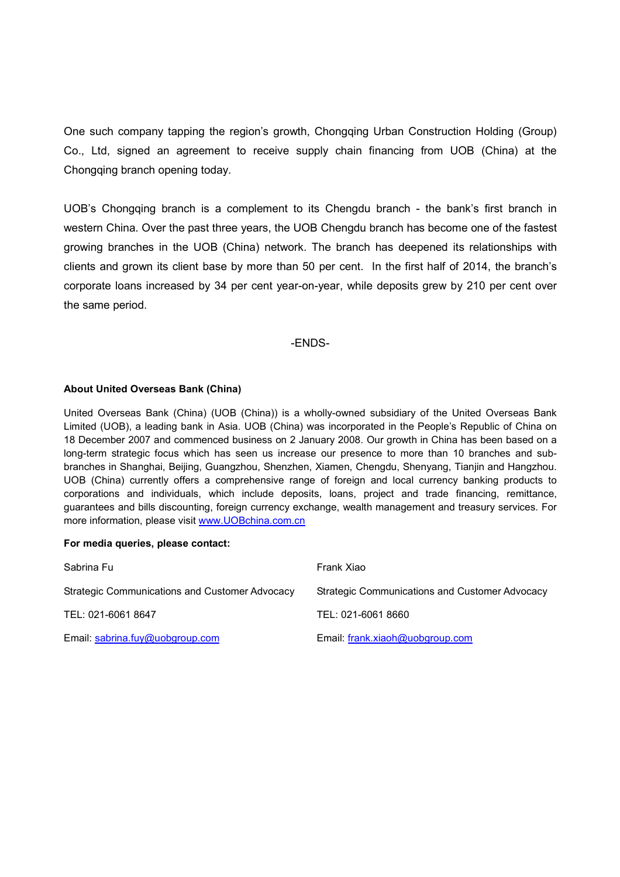One such company tapping the region's growth, Chongqing Urban Construction Holding (Group) Co., Ltd, signed an agreement to receive supply chain financing from UOB (China) at the Chongqing branch opening today.

UOB's Chongqing branch is a complement to its Chengdu branch - the bank's first branch in western China. Over the past three years, the UOB Chengdu branch has become one of the fastest growing branches in the UOB (China) network. The branch has deepened its relationships with clients and grown its client base by more than 50 per cent. In the first half of 2014, the branch's corporate loans increased by 34 per cent year-on-year, while deposits grew by 210 per cent over the same period.

-ENDS-

**About United Overseas Bank (China)**

United Overseas Bank (China) (UOB (China)) is a wholly-owned subsidiary of the United Overseas Bank Limited (UOB), a leading bank in Asia. UOB (China) was incorporated in the People's Republic of China on 18 December 2007 and commenced business on 2 January 2008. Our growth in China has been based on a long-term strategic focus which has seen us increase our presence to more than 10 branches and sub-branches in Shanghai, Beijing, Guangzhou, Shenzhen, Xiamen, Chengdu, Shenyang, Tianjin and Hangzhou. UOB (China) currently offers a comprehensive range of foreign and local currency banking products to corporations and individuals, which include deposits, loans, project and trade financing, remittance, guarantees and bills discounting, foreign currency exchange, wealth management and treasury services. For more information, please visit www.UOBchina.com.cn

**For media queries, please contact:**

Sabrina Fu
Strategic Communications and Customer Advocacy
TEL: 021-6061 8647
Email: sabrina.fuy@uobgroup.com

Frank Xiao
Strategic Communications and Customer Advocacy
TEL: 021-6061 8660
Email: frank.xiaoh@uobgroup.com